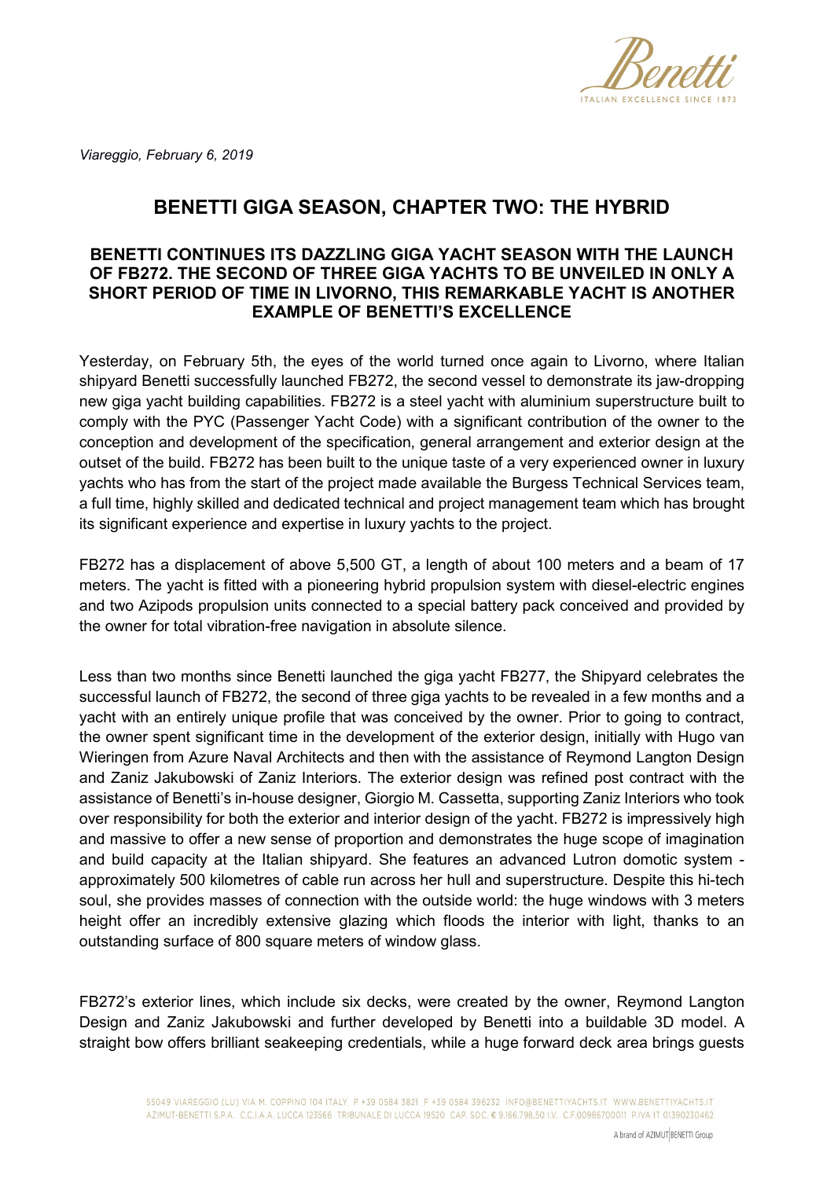*Viareggio, February 6, 2019*

# BENETTI GIGA SEASON, CHAPTER TWO: THE HYBRID

## BENETTI CONTINUES ITS DAZZLING GIGA YACHT SEASON WITH THE LAUNCH OF FB272. THE SECOND OF THREE GIGA YACHTS TO BE UNVEILED IN ONLY A SHORT PERIOD OF TIME IN LIVORNO, THIS REMARKABLE YACHT IS ANOTHER EXAMPLE OF BENETTI'S EXCELLENCE

Yesterday, on February 5th, the eyes of the world turned once again to Livorno, where Italian shipyard Benetti successfully launched FB272, the second vessel to demonstrate its jaw-dropping new giga yacht building capabilities. FB272 is a steel yacht with aluminium superstructure built to comply with the PYC (Passenger Yacht Code) with a significant contribution of the owner to the conception and development of the specification, general arrangement and exterior design at the outset of the build. FB272 has been built to the unique taste of a very experienced owner in luxury yachts who has from the start of the project made available the Burgess Technical Services team, a full time, highly skilled and dedicated technical and project management team which has brought its significant experience and expertise in luxury yachts to the project.

FB272 has a displacement of above 5,500 GT, a length of about 100 meters and a beam of 17 meters. The yacht is fitted with a pioneering hybrid propulsion system with diesel-electric engines and two Azipods propulsion units connected to a special battery pack conceived and provided by the owner for total vibration-free navigation in absolute silence.

Less than two months since Benetti launched the giga yacht FB277, the Shipyard celebrates the successful launch of FB272, the second of three giga yachts to be revealed in a few months and a yacht with an entirely unique profile that was conceived by the owner. Prior to going to contract, the owner spent significant time in the development of the exterior design, initially with Hugo van Wieringen from Azure Naval Architects and then with the assistance of Reymond Langton Design and Zaniz Jakubowski of Zaniz Interiors. The exterior design was refined post contract with the assistance of Benetti's in-house designer, Giorgio M. Cassetta, supporting Zaniz Interiors who took over responsibility for both the exterior and interior design of the yacht. FB272 is impressively high and massive to offer a new sense of proportion and demonstrates the huge scope of imagination and build capacity at the Italian shipyard. She features an advanced Lutron domotic system - approximately 500 kilometres of cable run across her hull and superstructure. Despite this hi-tech soul, she provides masses of connection with the outside world: the huge windows with 3 meters height offer an incredibly extensive glazing which floods the interior with light, thanks to an outstanding surface of 800 square meters of window glass.

FB272's exterior lines, which include six decks, were created by the owner, Reymond Langton Design and Zaniz Jakubowski and further developed by Benetti into a buildable 3D model. A straight bow offers brilliant seakeeping credentials, while a huge forward deck area brings guests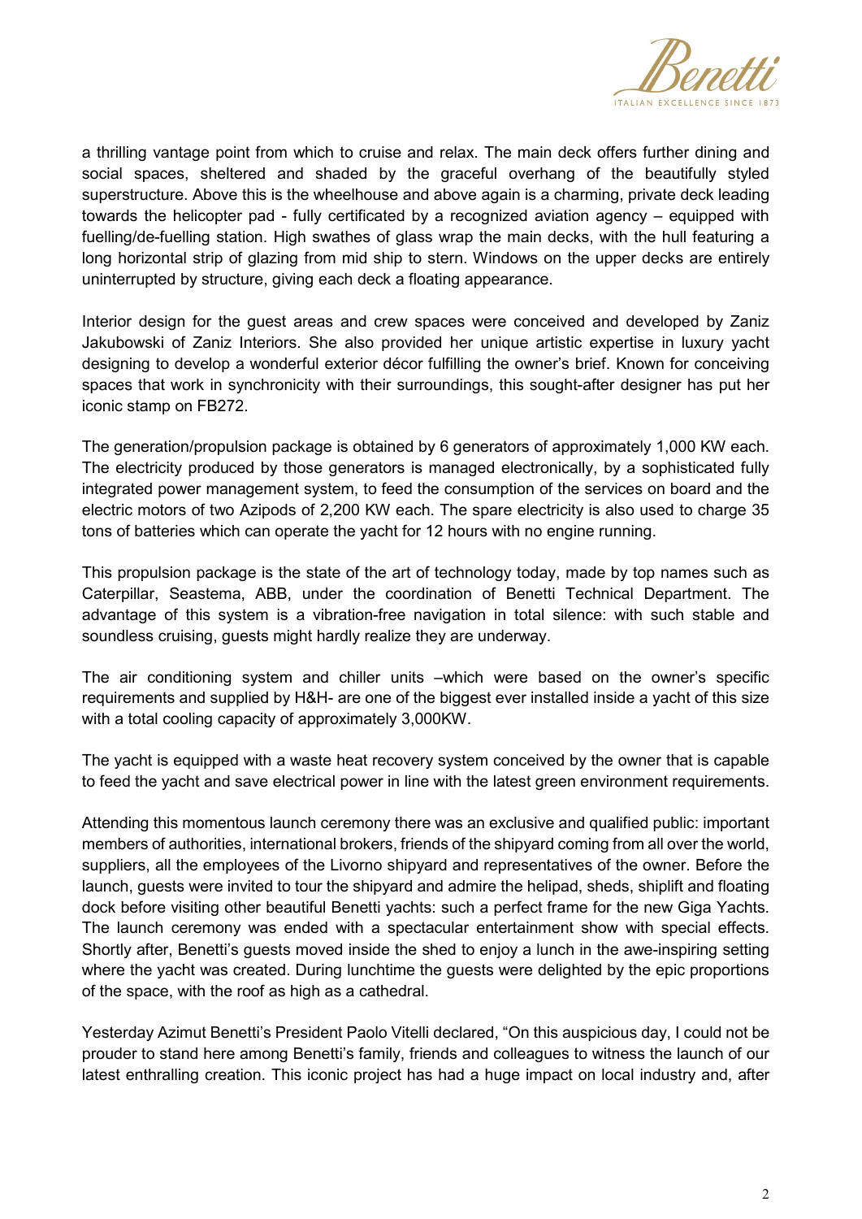a thrilling vantage point from which to cruise and relax. The main deck offers further dining and social spaces, sheltered and shaded by the graceful overhang of the beautifully styled superstructure. Above this is the wheelhouse and above again is a charming, private deck leading towards the helicopter pad - fully certificated by a recognized aviation agency – equipped with fuelling/de-fuelling station. High swathes of glass wrap the main decks, with the hull featuring a long horizontal strip of glazing from mid ship to stern. Windows on the upper decks are entirely uninterrupted by structure, giving each deck a floating appearance.

Interior design for the guest areas and crew spaces were conceived and developed by Zaniz Jakubowski of Zaniz Interiors. She also provided her unique artistic expertise in luxury yacht designing to develop a wonderful exterior décor fulfilling the owner's brief. Known for conceiving spaces that work in synchronicity with their surroundings, this sought-after designer has put her iconic stamp on FB272.

The generation/propulsion package is obtained by 6 generators of approximately 1,000 KW each. The electricity produced by those generators is managed electronically, by a sophisticated fully integrated power management system, to feed the consumption of the services on board and the electric motors of two Azipods of 2,200 KW each. The spare electricity is also used to charge 35 tons of batteries which can operate the yacht for 12 hours with no engine running.

This propulsion package is the state of the art of technology today, made by top names such as Caterpillar, Seastema, ABB, under the coordination of Benetti Technical Department. The advantage of this system is a vibration-free navigation in total silence: with such stable and soundless cruising, guests might hardly realize they are underway.

The air conditioning system and chiller units –which were based on the owner's specific requirements and supplied by H&H- are one of the biggest ever installed inside a yacht of this size with a total cooling capacity of approximately 3,000KW.

The yacht is equipped with a waste heat recovery system conceived by the owner that is capable to feed the yacht and save electrical power in line with the latest green environment requirements.

Attending this momentous launch ceremony there was an exclusive and qualified public: important members of authorities, international brokers, friends of the shipyard coming from all over the world, suppliers, all the employees of the Livorno shipyard and representatives of the owner. Before the launch, guests were invited to tour the shipyard and admire the helipad, sheds, shiplift and floating dock before visiting other beautiful Benetti yachts: such a perfect frame for the new Giga Yachts. The launch ceremony was ended with a spectacular entertainment show with special effects. Shortly after, Benetti's guests moved inside the shed to enjoy a lunch in the awe-inspiring setting where the yacht was created. During lunchtime the guests were delighted by the epic proportions of the space, with the roof as high as a cathedral.

Yesterday Azimut Benetti's President Paolo Vitelli declared, "On this auspicious day, I could not be prouder to stand here among Benetti's family, friends and colleagues to witness the launch of our latest enthralling creation. This iconic project has had a huge impact on local industry and, after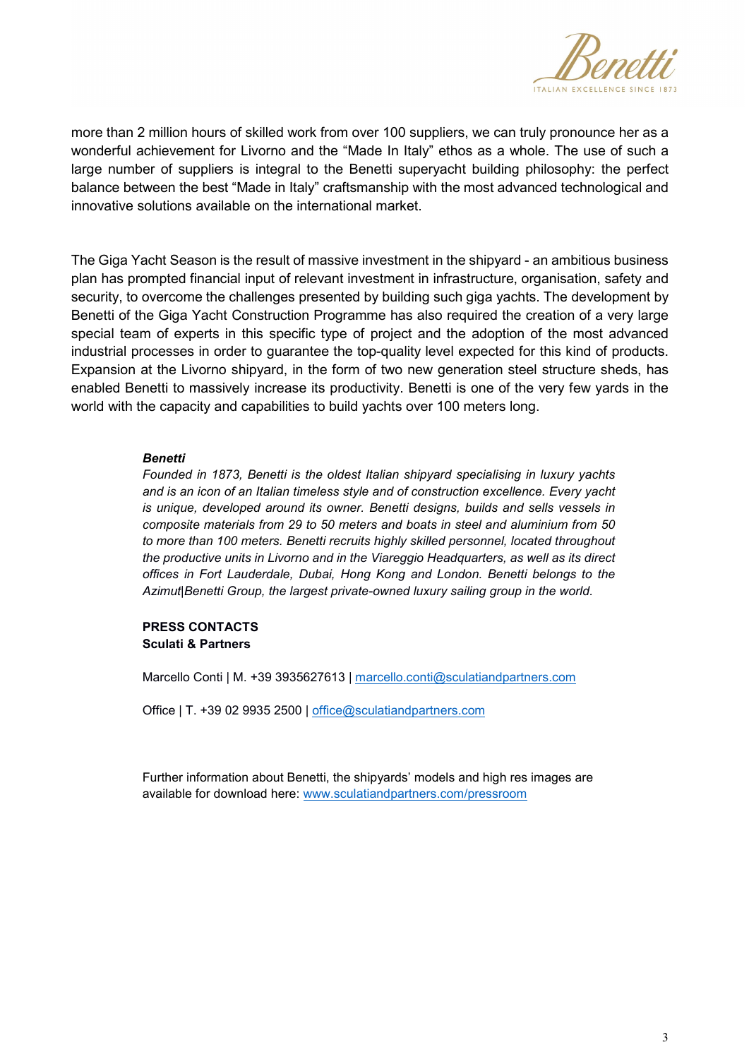more than 2 million hours of skilled work from over 100 suppliers, we can truly pronounce her as a wonderful achievement for Livorno and the "Made In Italy" ethos as a whole. The use of such a large number of suppliers is integral to the Benetti superyacht building philosophy: the perfect balance between the best "Made in Italy" craftsmanship with the most advanced technological and innovative solutions available on the international market.

The Giga Yacht Season is the result of massive investment in the shipyard - an ambitious business plan has prompted financial input of relevant investment in infrastructure, organisation, safety and security, to overcome the challenges presented by building such giga yachts. The development by Benetti of the Giga Yacht Construction Programme has also required the creation of a very large special team of experts in this specific type of project and the adoption of the most advanced industrial processes in order to guarantee the top-quality level expected for this kind of products. Expansion at the Livorno shipyard, in the form of two new generation steel structure sheds, has enabled Benetti to massively increase its productivity. Benetti is one of the very few yards in the world with the capacity and capabilities to build yachts over 100 meters long.

***Benetti***
*Founded in 1873, Benetti is the oldest Italian shipyard specialising in luxury yachts and is an icon of an Italian timeless style and of construction excellence. Every yacht is unique, developed around its owner. Benetti designs, builds and sells vessels in composite materials from 29 to 50 meters and boats in steel and aluminium from 50 to more than 100 meters. Benetti recruits highly skilled personnel, located throughout the productive units in Livorno and in the Viareggio Headquarters, as well as its direct offices in Fort Lauderdale, Dubai, Hong Kong and London. Benetti belongs to the Azimut|Benetti Group, the largest private-owned luxury sailing group in the world.*

**PRESS CONTACTS**
**Sculati & Partners**

Marcello Conti | M. +39 3935627613 | marcello.conti@sculatiandpartners.com

Office | T. +39 02 9935 2500 | office@sculatiandpartners.com

Further information about Benetti, the shipyards' models and high res images are available for download here: www.sculatiandpartners.com/pressroom